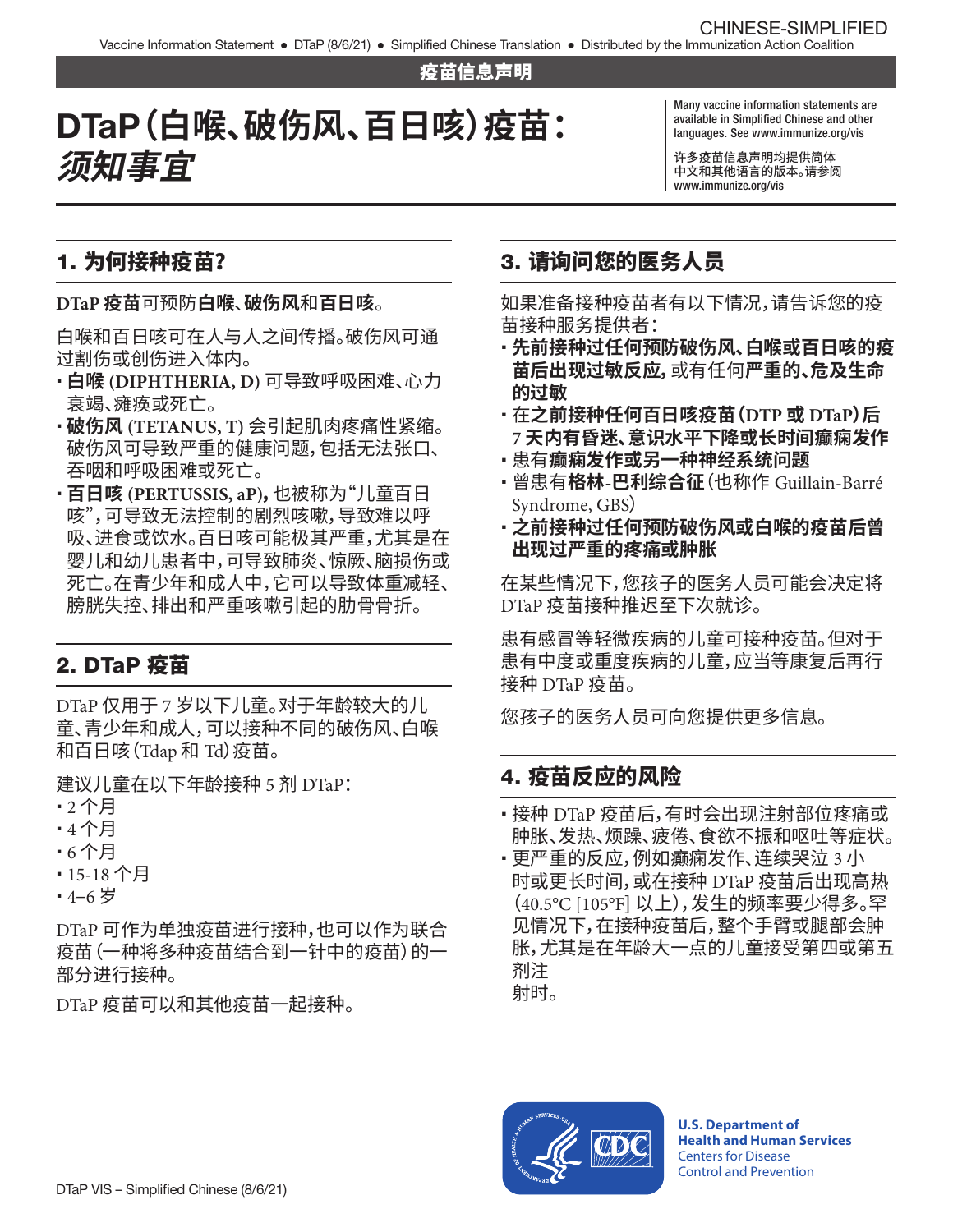疫苗信息声明

# DTaP（白喉、破伤风、百日咳）疫苗：*须知事宜*

Many vaccine information statements are available in Simplified Chinese and other languages. See www.immunize.org/vis

许多疫苗信息声明均提供简体中文和其他语言的版本。请参阅 www.immunize.org/vis

## 1. 为何接种疫苗？

**DTaP 疫苗**可预防**白喉**、**破伤风**和**百日咳**。

白喉和百日咳可在人与人之间传播。破伤风可通过割伤或创伤进入体内。

- **白喉 (DIPHTHERIA, D)** 可导致呼吸困难、心力衰竭、瘫痪或死亡。
- **破伤风 (TETANUS, T)** 会引起肌肉疼痛性紧缩。破伤风可导致严重的健康问题，包括无法张口、吞咽和呼吸困难或死亡。
- **百日咳 (PERTUSSIS, aP)，**也被称为"儿童百日咳"，可导致无法控制的剧烈咳嗽，导致难以呼吸、进食或饮水。百日咳可能极其严重，尤其是在婴儿和幼儿患者中，可导致肺炎、惊厥、脑损伤或死亡。在青少年和成人中，它可以导致体重减轻、膀胱失控、排出和严重咳嗽引起的肋骨骨折。

## 2. DTaP 疫苗

DTaP 仅用于 7 岁以下儿童。对于年龄较大的儿童、青少年和成人，可以接种不同的破伤风、白喉和百日咳（Tdap 和 Td）疫苗。

建议儿童在以下年龄接种 5 剂 DTaP：

- 2 个月
- 4 个月
- 6 个月
- 15-18 个月
- 4–6 岁

DTaP 可作为单独疫苗进行接种，也可以作为联合疫苗 (一种将多种疫苗结合到一针中的疫苗) 的一部分进行接种。

DTaP 疫苗可以和其他疫苗一起接种。

## 3. 请询问您的医务人员

如果准备接种疫苗者有以下情况，请告诉您的疫苗接种服务提供者：

- **先前接种过任何预防破伤风、白喉或百日咳的疫苗后出现过敏反应，**或有任何**严重的、危及生命的过敏**
- 在**之前接种任何百日咳疫苗（DTP 或 DTaP）后 7 天内有昏迷、意识水平下降或长时间癫痫发作**
- 患有**癫痫发作或另一种神经系统问题**
- 曾患有**格林-巴利综合征**（也称作 Guillain-Barré Syndrome, GBS）
- **之前接种过任何预防破伤风或白喉的疫苗后曾出现过严重的疼痛或肿胀**

在某些情况下，您孩子的医务人员可能会决定将 DTaP 疫苗接种推迟至下次就诊。

患有感冒等轻微疾病的儿童可接种疫苗。但对于患有中度或重度疾病的儿童，应当等康复后再行接种 DTaP 疫苗。

您孩子的医务人员可向您提供更多信息。

## 4. 疫苗反应的风险

- 接种 DTaP 疫苗后，有时会出现注射部位疼痛或肿胀、发热、烦躁、疲倦、食欲不振和呕吐等症状。
- 更严重的反应，例如癫痫发作、连续哭泣 3 小时或更长时间，或在接种 DTaP 疫苗后出现高热（40.5°C [105°F] 以上），发生的频率要少得多。罕见情况下，在接种疫苗后，整个手臂或腿部会肿胀，尤其是在年龄大一点的儿童接受第四或第五剂注射时。

U.S. Department of Health and Human Services
Centers for Disease Control and Prevention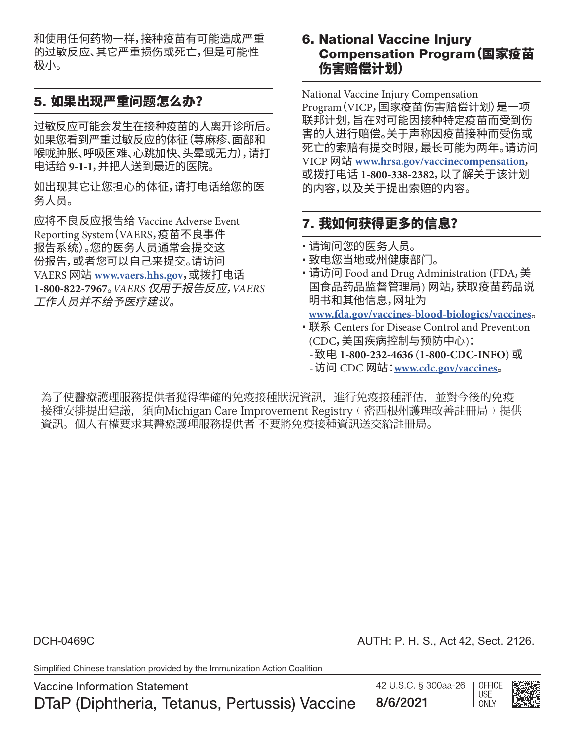和使用任何药物一样，接种疫苗有可能造成严重的过敏反应、其它严重损伤或死亡，但是可能性极小。

## 5. 如果出现严重问题怎么办？

过敏反应可能会发生在接种疫苗的人离开诊所后。如果您看到严重过敏反应的体征（荨麻疹、面部和喉咙肿胀、呼吸困难、心跳加快、头晕或无力），请打电话给 **9-1-1**，并把人送到最近的医院。

如出现其它让您担心的体征，请打电话给您的医务人员。

应将不良反应报告给 Vaccine Adverse Event Reporting System（VAERS，疫苗不良事件报告系统）。您的医务人员通常会提交这份报告，或者您可以自己来提交。请访问 VAERS 网站 **www.vaers.hhs.gov**，或拨打电话 **1-800-822-7967**。*VAERS 仅用于报告反应，VAERS 工作人员并不给予医疗建议。*

## 6. National Vaccine Injury Compensation Program（国家疫苗伤害赔偿计划）

National Vaccine Injury Compensation Program（VICP，国家疫苗伤害赔偿计划）是一项联邦计划，旨在对可能因接种特定疫苗而受到伤害的人进行赔偿。关于声称因疫苗接种而受伤或死亡的索赔有提交时限，最长可能为两年。请访问 VICP 网站 **www.hrsa.gov/vaccinecompensation**，或拨打电话 **1-800-338-2382**，以了解关于该计划的内容，以及关于提出索赔的内容。

## 7. 我如何获得更多的信息？

- 请询问您的医务人员。
- 致电您当地或州健康部门。
- 请访问 Food and Drug Administration (FDA，美国食品药品监督管理局) 网站，获取疫苗药品说明书和其他信息，网址为 **www.fda.gov/vaccines-blood-biologics/vaccines**。
- 联系 Centers for Disease Control and Prevention (CDC，美国疾病控制与预防中心)：
  - 致电 **1-800-232-4636** (**1-800-CDC-INFO**) 或
  - 访问 CDC 网站：**www.cdc.gov/vaccines**。

為了使醫療護理服務提供者獲得準確的免疫接種狀況資訊，進行免疫接種評估，並對今後的免疫接種安排提出建議，須向Michigan Care Improvement Registry（密西根州護理改善註冊局）提供資訊。個人有權要求其醫療護理服務提供者 不要將免疫接種資訊送交給註冊局。

DCH-0469C

AUTH: P. H. S., Act 42, Sect. 2126.

Simplified Chinese translation provided by the Immunization Action Coalition

Vaccine Information Statement

DTaP (Diphtheria, Tetanus, Pertussis) Vaccine

42 U.S.C. § 300aa-26

8/6/2021

OFFICE USE ONLY